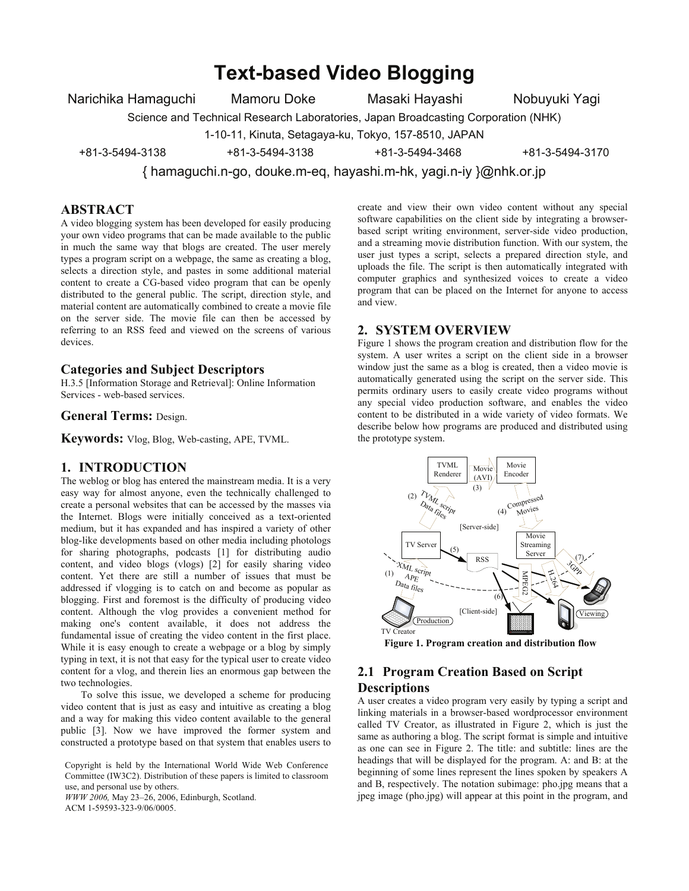# Text-based Video Blogging

Narichika Hamaguchi   Mamoru Doke   Masaki Hayashi   Nobuyuki Yagi

Science and Technical Research Laboratories, Japan Broadcasting Corporation (NHK)

1-10-11, Kinuta, Setagaya-ku, Tokyo, 157-8510, JAPAN

+81-3-5494-3138   +81-3-5494-3138   +81-3-5494-3468   +81-3-5494-3170

{ hamaguchi.n-go, douke.m-eq, hayashi.m-hk, yagi.n-iy }@nhk.or.jp

## ABSTRACT

A video blogging system has been developed for easily producing your own video programs that can be made available to the public in much the same way that blogs are created. The user merely types a program script on a webpage, the same as creating a blog, selects a direction style, and pastes in some additional material content to create a CG-based video program that can be openly distributed to the general public. The script, direction style, and material content are automatically combined to create a movie file on the server side. The movie file can then be accessed by referring to an RSS feed and viewed on the screens of various devices.

### Categories and Subject Descriptors

H.3.5 [Information Storage and Retrieval]: Online Information Services - web-based services.

### General Terms: Design.

### Keywords: Vlog, Blog, Web-casting, APE, TVML.

## 1. INTRODUCTION

The weblog or blog has entered the mainstream media. It is a very easy way for almost anyone, even the technically challenged to create a personal websites that can be accessed by the masses via the Internet. Blogs were initially conceived as a text-oriented medium, but it has expanded and has inspired a variety of other blog-like developments based on other media including photologs for sharing photographs, podcasts [1] for distributing audio content, and video blogs (vlogs) [2] for easily sharing video content. Yet there are still a number of issues that must be addressed if vlogging is to catch on and become as popular as blogging. First and foremost is the difficulty of producing video content. Although the vlog provides a convenient method for making one's content available, it does not address the fundamental issue of creating the video content in the first place. While it is easy enough to create a webpage or a blog by simply typing in text, it is not that easy for the typical user to create video content for a vlog, and therein lies an enormous gap between the two technologies.

To solve this issue, we developed a scheme for producing video content that is just as easy and intuitive as creating a blog and a way for making this video content available to the general public [3]. Now we have improved the former system and constructed a prototype based on that system that enables users to create and view their own video content without any special software capabilities on the client side by integrating a browser-based script writing environment, server-side video production, and a streaming movie distribution function. With our system, the user just types a script, selects a prepared direction style, and uploads the file. The script is then automatically integrated with computer graphics and synthesized voices to create a video program that can be placed on the Internet for anyone to access and view.

Copyright is held by the International World Wide Web Conference Committee (IW3C2). Distribution of these papers is limited to classroom use, and personal use by others.
*WWW 2006,* May 23–26, 2006, Edinburgh, Scotland.
ACM 1-59593-323-9/06/0005.

## 2. SYSTEM OVERVIEW

Figure 1 shows the program creation and distribution flow for the system. A user writes a script on the client side in a browser window just the same as a blog is created, then a video movie is automatically generated using the script on the server side. This permits ordinary users to easily create video programs without any special video production software, and enables the video content to be distributed in a wide variety of video formats. We describe below how programs are produced and distributed using the prototype system.

**Figure 1. Program creation and distribution flow**

### 2.1 Program Creation Based on Script Descriptions

A user creates a video program very easily by typing a script and linking materials in a browser-based wordprocessor environment called TV Creator, as illustrated in Figure 2, which is just the same as authoring a blog. The script format is simple and intuitive as one can see in Figure 2. The title: and subtitle: lines are the headings that will be displayed for the program. A: and B: at the beginning of some lines represent the lines spoken by speakers A and B, respectively. The notation subimage: pho.jpg means that a jpeg image (pho.jpg) will appear at this point in the program, and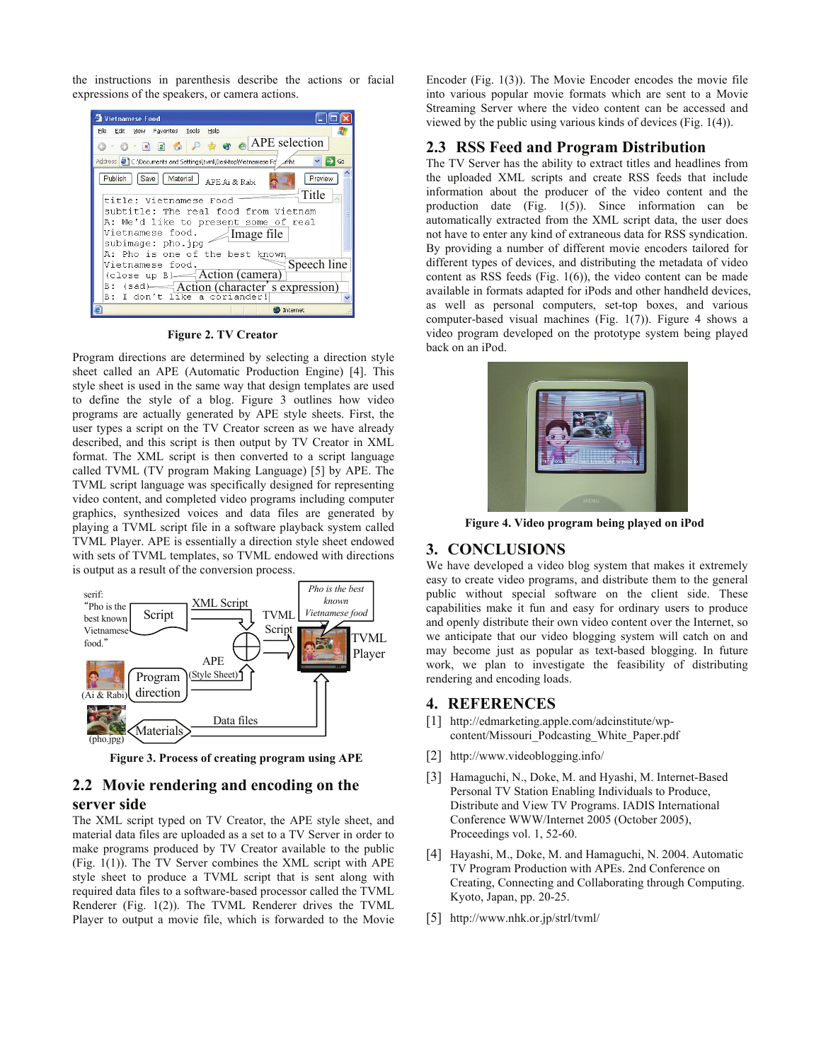the instructions in parenthesis describe the actions or facial expressions of the speakers, or camera actions.

**Figure 2. TV Creator**

Program directions are determined by selecting a direction style sheet called an APE (Automatic Production Engine) [4]. This style sheet is used in the same way that design templates are used to define the style of a blog. Figure 3 outlines how video programs are actually generated by APE style sheets. First, the user types a script on the TV Creator screen as we have already described, and this script is then output by TV Creator in XML format. The XML script is then converted to a script language called TVML (TV program Making Language) [5] by APE. The TVML script language was specifically designed for representing video content, and completed video programs including computer graphics, synthesized voices and data files are generated by playing a TVML script file in a software playback system called TVML Player. APE is essentially a direction style sheet endowed with sets of TVML templates, so TVML endowed with directions is output as a result of the conversion process.

**Figure 3. Process of creating program using APE**

## 2.2 Movie rendering and encoding on the server side

The XML script typed on TV Creator, the APE style sheet, and material data files are uploaded as a set to a TV Server in order to make programs produced by TV Creator available to the public (Fig. 1(1)). The TV Server combines the XML script with APE style sheet to produce a TVML script that is sent along with required data files to a software-based processor called the TVML Renderer (Fig. 1(2)). The TVML Renderer drives the TVML Player to output a movie file, which is forwarded to the Movie Encoder (Fig. 1(3)). The Movie Encoder encodes the movie file into various popular movie formats which are sent to a Movie Streaming Server where the video content can be accessed and viewed by the public using various kinds of devices (Fig. 1(4)).

## 2.3 RSS Feed and Program Distribution

The TV Server has the ability to extract titles and headlines from the uploaded XML scripts and create RSS feeds that include information about the producer of the video content and the production date (Fig. 1(5)). Since information can be automatically extracted from the XML script data, the user does not have to enter any kind of extraneous data for RSS syndication. By providing a number of different movie encoders tailored for different types of devices, and distributing the metadata of video content as RSS feeds (Fig. 1(6)), the video content can be made available in formats adapted for iPods and other handheld devices, as well as personal computers, set-top boxes, and various computer-based visual machines (Fig. 1(7)). Figure 4 shows a video program developed on the prototype system being played back on an iPod.

**Figure 4. Video program being played on iPod**

# 3. CONCLUSIONS

We have developed a video blog system that makes it extremely easy to create video programs, and distribute them to the general public without special software on the client side. These capabilities make it fun and easy for ordinary users to produce and openly distribute their own video content over the Internet, so we anticipate that our video blogging system will catch on and may become just as popular as text-based blogging. In future work, we plan to investigate the feasibility of distributing rendering and encoding loads.

# 4. REFERENCES

[1] http://edmarketing.apple.com/adcinstitute/wp-content/Missouri_Podcasting_White_Paper.pdf

[2] http://www.videoblogging.info/

[3] Hamaguchi, N., Doke, M. and Hyashi, M. Internet-Based Personal TV Station Enabling Individuals to Produce, Distribute and View TV Programs. IADIS International Conference WWW/Internet 2005 (October 2005), Proceedings vol. 1, 52-60.

[4] Hayashi, M., Doke, M. and Hamaguchi, N. 2004. Automatic TV Program Production with APEs. 2nd Conference on Creating, Connecting and Collaborating through Computing. Kyoto, Japan, pp. 20-25.

[5] http://www.nhk.or.jp/strl/tvml/